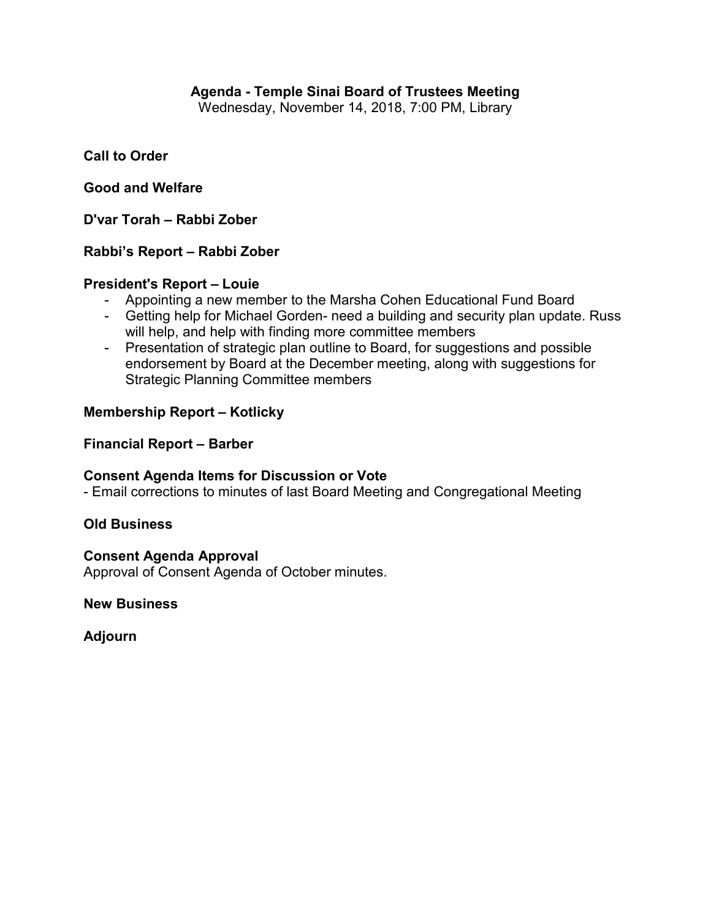# Agenda - Temple Sinai Board of Trustees Meeting

Wednesday, November 14, 2018, 7:00 PM, Library

**Call to Order**

**Good and Welfare**

**D'var Torah – Rabbi Zober**

**Rabbi's Report – Rabbi Zober**

**President's Report – Louie**

- Appointing a new member to the Marsha Cohen Educational Fund Board
- Getting help for Michael Gorden- need a building and security plan update. Russ will help, and help with finding more committee members
- Presentation of strategic plan outline to Board, for suggestions and possible endorsement by Board at the December meeting, along with suggestions for Strategic Planning Committee members

**Membership Report – Kotlicky**

**Financial Report – Barber**

**Consent Agenda Items for Discussion or Vote**

- Email corrections to minutes of last Board Meeting and Congregational Meeting

**Old Business**

**Consent Agenda Approval**

Approval of Consent Agenda of October minutes.

**New Business**

**Adjourn**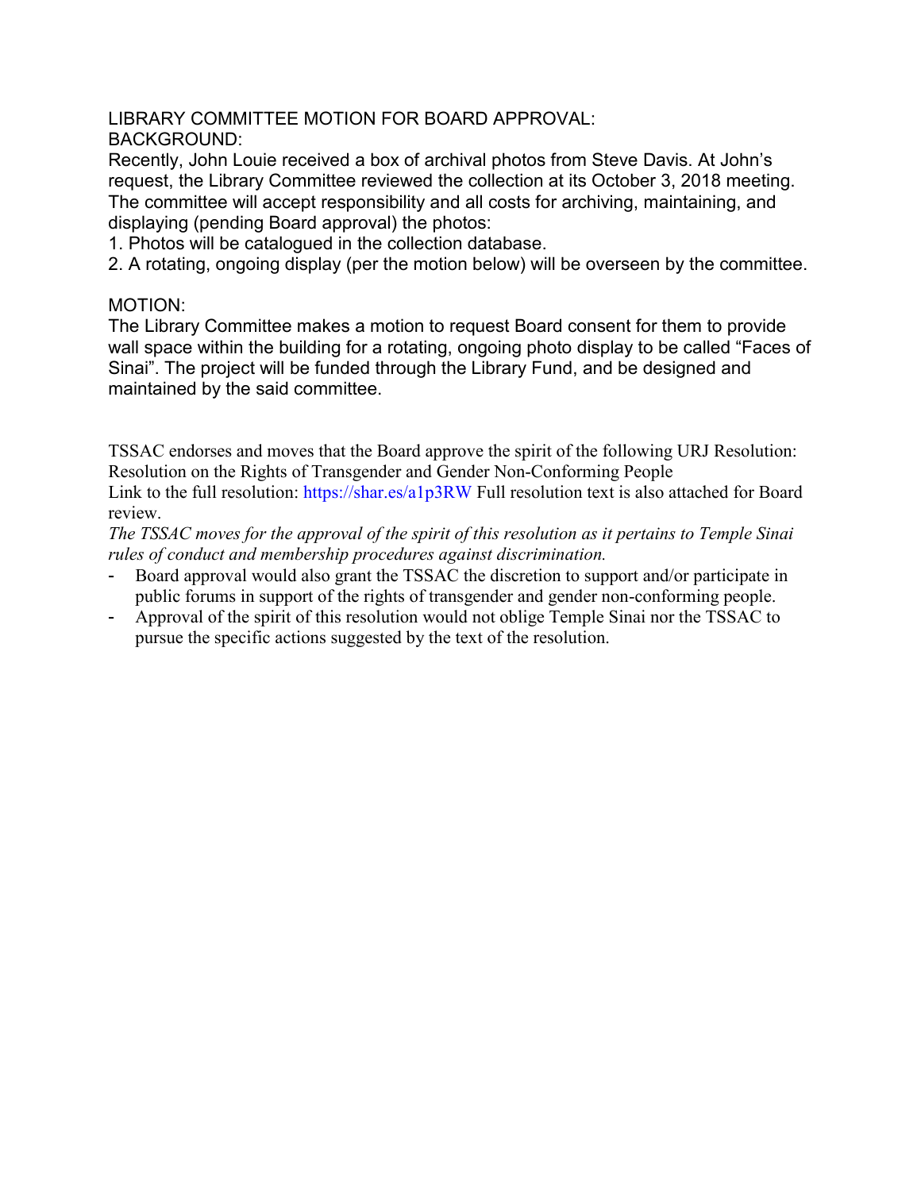LIBRARY COMMITTEE MOTION FOR BOARD APPROVAL:

BACKGROUND:

Recently, John Louie received a box of archival photos from Steve Davis. At John's request, the Library Committee reviewed the collection at its October 3, 2018 meeting. The committee will accept responsibility and all costs for archiving, maintaining, and displaying (pending Board approval) the photos:

1. Photos will be catalogued in the collection database.
2. A rotating, ongoing display (per the motion below) will be overseen by the committee.

MOTION:

The Library Committee makes a motion to request Board consent for them to provide wall space within the building for a rotating, ongoing photo display to be called "Faces of Sinai". The project will be funded through the Library Fund, and be designed and maintained by the said committee.

TSSAC endorses and moves that the Board approve the spirit of the following URJ Resolution: Resolution on the Rights of Transgender and Gender Non-Conforming People

Link to the full resolution: https://shar.es/a1p3RW Full resolution text is also attached for Board review.

*The TSSAC moves for the approval of the spirit of this resolution as it pertains to Temple Sinai rules of conduct and membership procedures against discrimination.*

- Board approval would also grant the TSSAC the discretion to support and/or participate in public forums in support of the rights of transgender and gender non-conforming people.
- Approval of the spirit of this resolution would not oblige Temple Sinai nor the TSSAC to pursue the specific actions suggested by the text of the resolution.